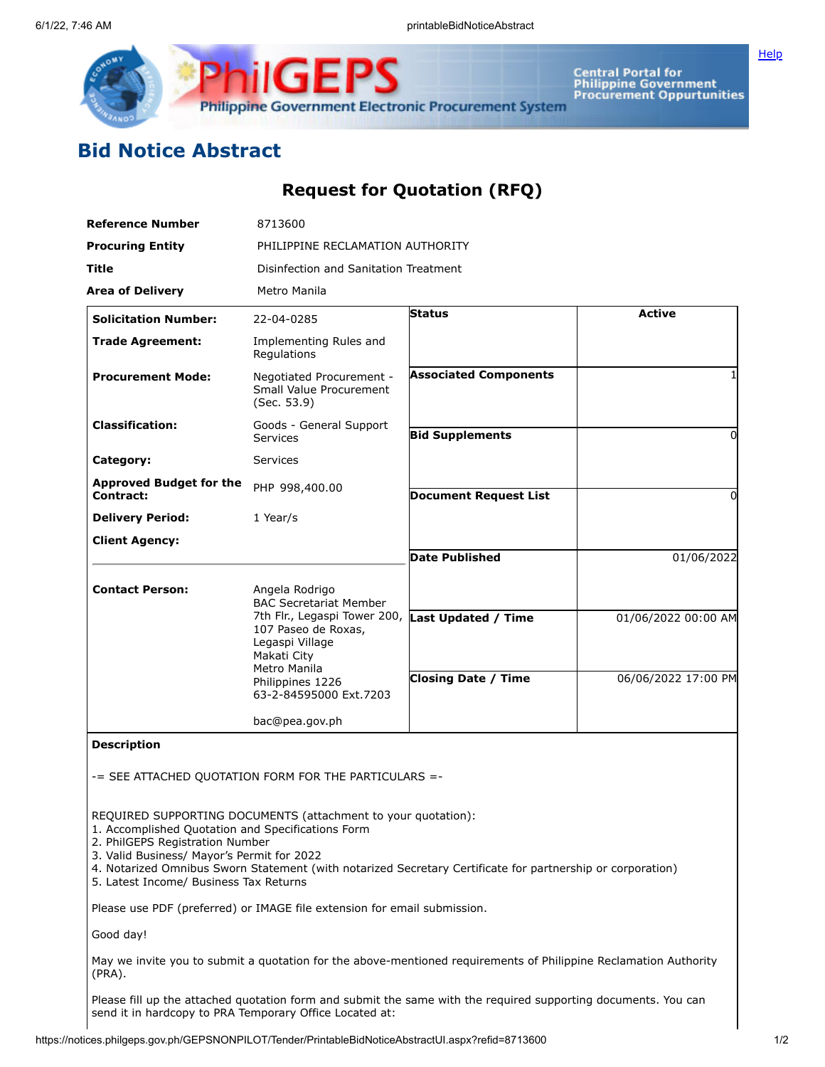# Bid Notice Abstract

## Request for Quotation (RFQ)

| | |
|---|---|
| **Reference Number** | 8713600 |
| **Procuring Entity** | PHILIPPINE RECLAMATION AUTHORITY |
| **Title** | Disinfection and Sanitation Treatment |
| **Area of Delivery** | Metro Manila |

| | | | |
|---|---|---|---|
| **Solicitation Number:** | 22-04-0285 | **Status** | Active |
| **Trade Agreement:** | Implementing Rules and Regulations | | |
| **Procurement Mode:** | Negotiated Procurement - Small Value Procurement (Sec. 53.9) | **Associated Components** | 1 |
| **Classification:** | Goods - General Support Services | **Bid Supplements** | 0 |
| **Category:** | Services | | |
| **Approved Budget for the Contract:** | PHP 998,400.00 | **Document Request List** | 0 |
| **Delivery Period:** | 1 Year/s | | |
| **Client Agency:** | | **Date Published** | 01/06/2022 |
| **Contact Person:** | Angela Rodrigo<br>BAC Secretariat Member<br>7th Flr., Legaspi Tower 200, 107 Paseo de Roxas, Legaspi Village<br>Makati City<br>Metro Manila<br>Philippines 1226<br>63-2-84595000 Ext.7203<br><br>bac@pea.gov.ph | **Last Updated / Time** | 01/06/2022 00:00 AM |
| | | **Closing Date / Time** | 06/06/2022 17:00 PM |

**Description**

-= SEE ATTACHED QUOTATION FORM FOR THE PARTICULARS =-

REQUIRED SUPPORTING DOCUMENTS (attachment to your quotation):
1. Accomplished Quotation and Specifications Form
2. PhilGEPS Registration Number
3. Valid Business/ Mayor's Permit for 2022
4. Notarized Omnibus Sworn Statement (with notarized Secretary Certificate for partnership or corporation)
5. Latest Income/ Business Tax Returns

Please use PDF (preferred) or IMAGE file extension for email submission.

Good day!

May we invite you to submit a quotation for the above-mentioned requirements of Philippine Reclamation Authority (PRA).

Please fill up the attached quotation form and submit the same with the required supporting documents. You can send it in hardcopy to PRA Temporary Office Located at: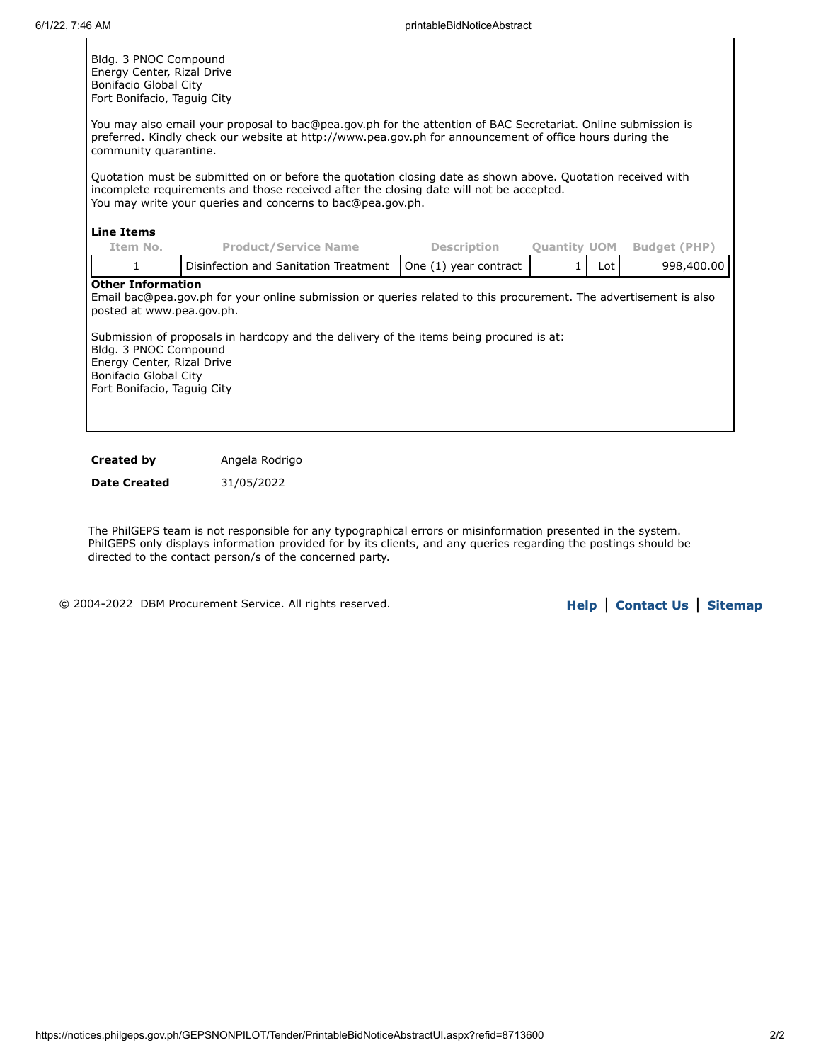Bldg. 3 PNOC Compound
Energy Center, Rizal Drive
Bonifacio Global City
Fort Bonifacio, Taguig City

You may also email your proposal to bac@pea.gov.ph for the attention of BAC Secretariat. Online submission is preferred. Kindly check our website at http://www.pea.gov.ph for announcement of office hours during the community quarantine.

Quotation must be submitted on or before the quotation closing date as shown above. Quotation received with incomplete requirements and those received after the closing date will not be accepted.
You may write your queries and concerns to bac@pea.gov.ph.

**Line Items**

| Item No. | Product/Service Name | Description | Quantity | UOM | Budget (PHP) |
|---|---|---|---|---|---|
| 1 | Disinfection and Sanitation Treatment | One (1) year contract | 1 | Lot | 998,400.00 |

**Other Information**
Email bac@pea.gov.ph for your online submission or queries related to this procurement. The advertisement is also posted at www.pea.gov.ph.

Submission of proposals in hardcopy and the delivery of the items being procured is at:
Bldg. 3 PNOC Compound
Energy Center, Rizal Drive
Bonifacio Global City
Fort Bonifacio, Taguig City

**Created by** Angela Rodrigo

**Date Created** 31/05/2022

The PhilGEPS team is not responsible for any typographical errors or misinformation presented in the system. PhilGEPS only displays information provided for by its clients, and any queries regarding the postings should be directed to the contact person/s of the concerned party.

© 2004-2022 DBM Procurement Service. All rights reserved.

**Help** | **Contact Us** | **Sitemap**